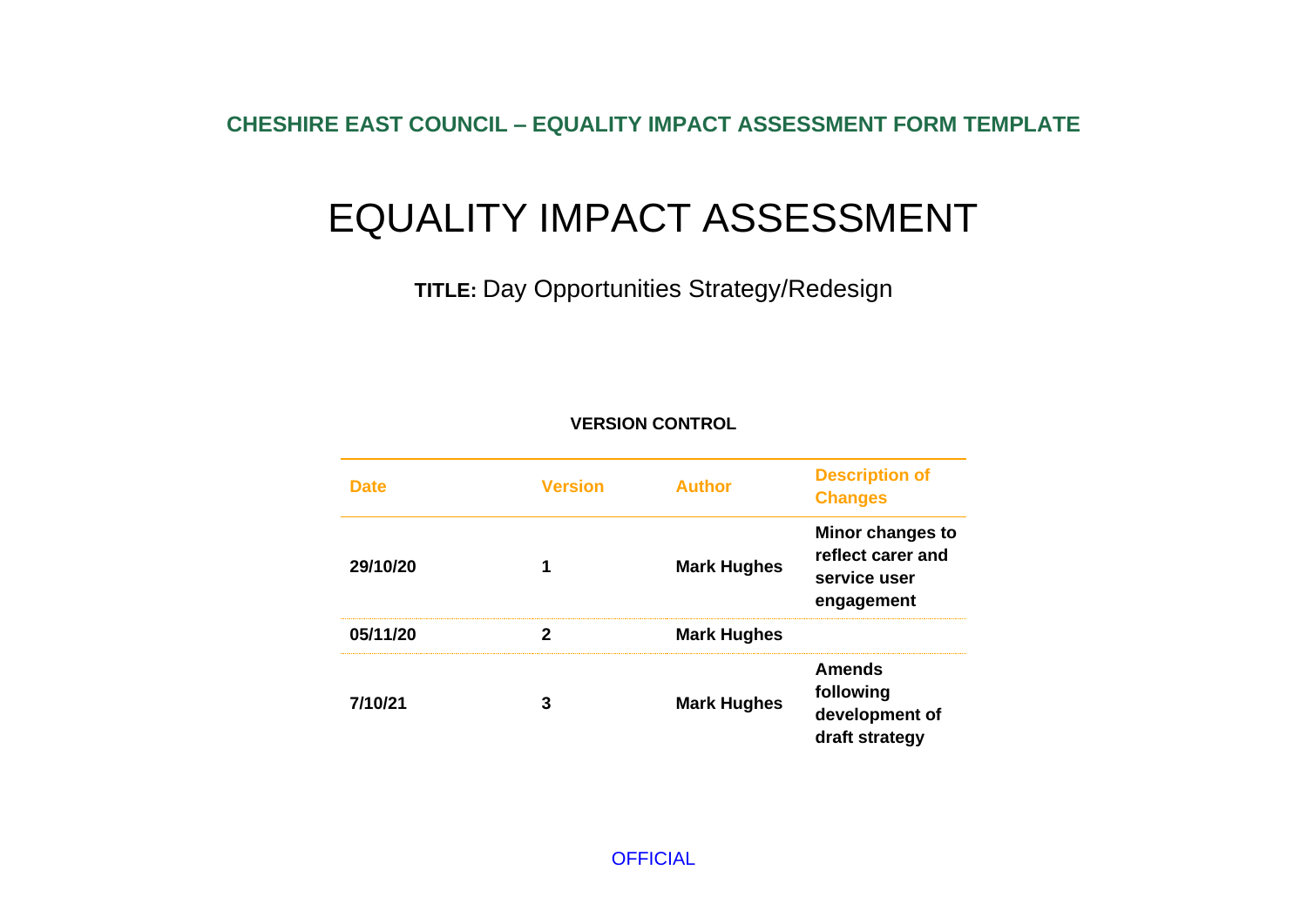**CHESHIRE EAST COUNCIL – EQUALITY IMPACT ASSESSMENT FORM TEMPLATE**

# EQUALITY IMPACT ASSESSMENT

**TITLE:** Day Opportunities Strategy/Redesign

**VERSION CONTROL**

| Date | Version | Author | Description of Changes |
|---|---|---|---|
| **29/10/20** | **1** | **Mark Hughes** | **Minor changes to reflect carer and service user engagement** |
| **05/11/20** | **2** | **Mark Hughes** | |
| **7/10/21** | **3** | **Mark Hughes** | **Amends following development of draft strategy** |

OFFICIAL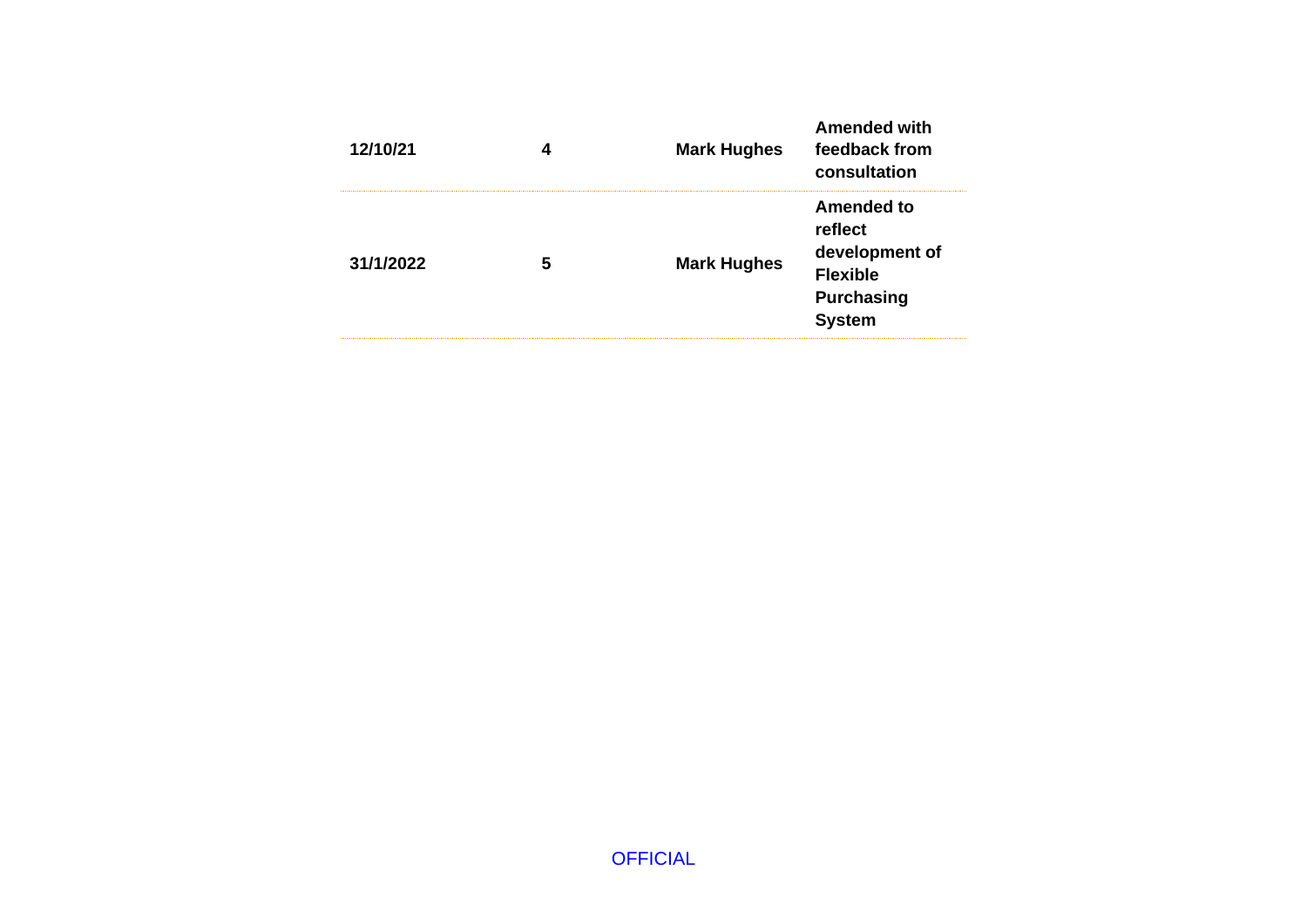| | | | |
|---|---|---|---|
| **12/10/21** | **4** | **Mark Hughes** | **Amended with feedback from consultation** |
| **31/1/2022** | **5** | **Mark Hughes** | **Amended to reflect development of Flexible Purchasing System** |

OFFICIAL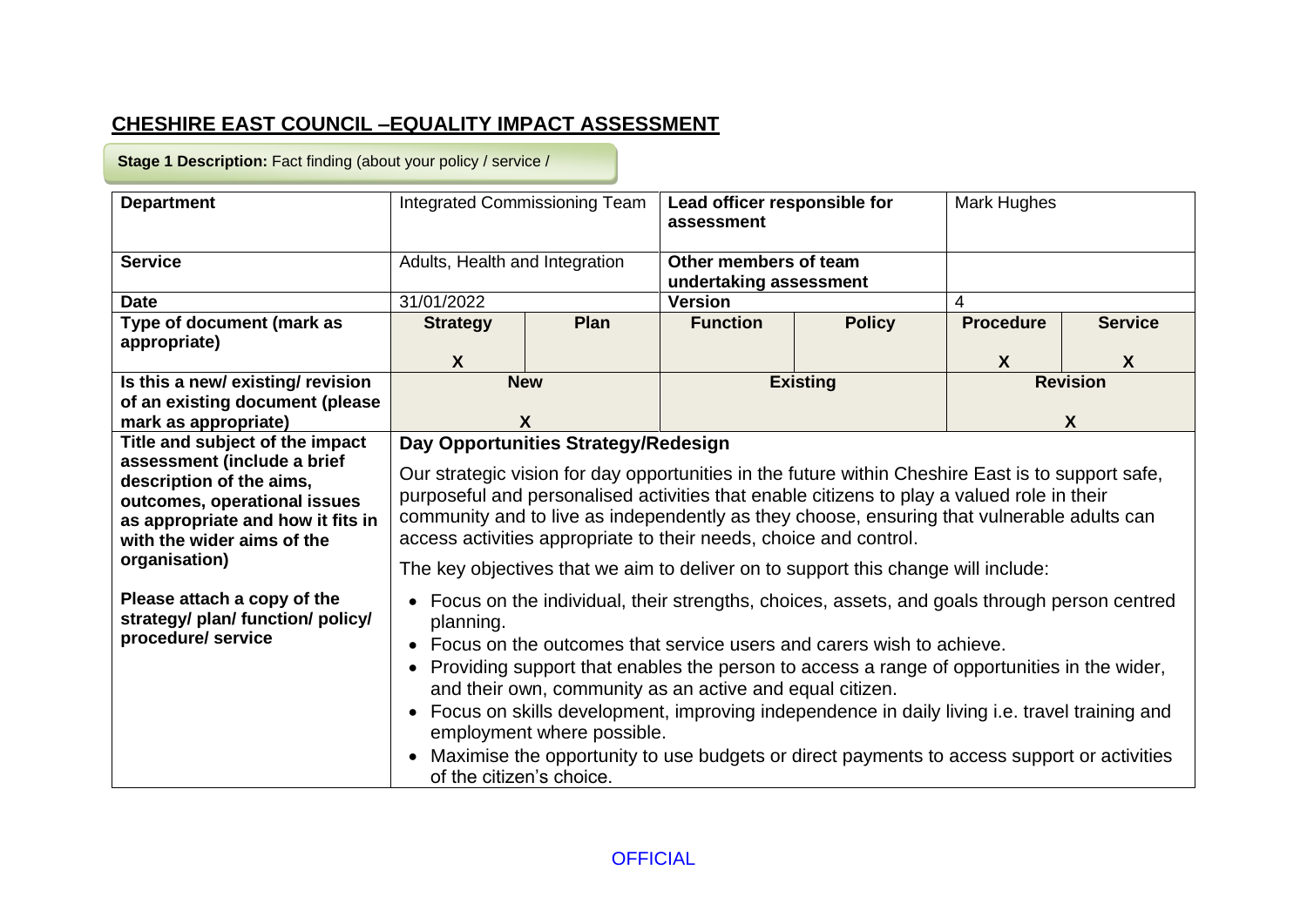# CHESHIRE EAST COUNCIL –EQUALITY IMPACT ASSESSMENT

**Stage 1 Description:** Fact finding (about your policy / service /

| | | | | | | |
|---|---|---|---|---|---|---|
| **Department** | Integrated Commissioning Team | | **Lead officer responsible for assessment** | | Mark Hughes | |
| **Service** | Adults, Health and Integration | | **Other members of team undertaking assessment** | | | |
| **Date** | 31/01/2022 | | **Version** | | 4 | |
| **Type of document (mark as appropriate)** | **Strategy** X | **Plan** | **Function** | **Policy** | **Procedure** X | **Service** X |
| **Is this a new/ existing/ revision of an existing document (please mark as appropriate)** | **New** X | | **Existing** | | **Revision** X | |
| **Title and subject of the impact assessment (include a brief description of the aims, outcomes, operational issues as appropriate and how it fits in with the wider aims of the organisation)** <br><br> **Please attach a copy of the strategy/ plan/ function/ policy/ procedure/ service** | **Day Opportunities Strategy/Redesign** <br><br> Our strategic vision for day opportunities in the future within Cheshire East is to support safe, purposeful and personalised activities that enable citizens to play a valued role in their community and to live as independently as they choose, ensuring that vulnerable adults can access activities appropriate to their needs, choice and control. <br><br> The key objectives that we aim to deliver on to support this change will include: <br><br> • Focus on the individual, their strengths, choices, assets, and goals through person centred planning. <br> • Focus on the outcomes that service users and carers wish to achieve. <br> • Providing support that enables the person to access a range of opportunities in the wider, and their own, community as an active and equal citizen. <br> • Focus on skills development, improving independence in daily living i.e. travel training and employment where possible. <br> • Maximise the opportunity to use budgets or direct payments to access support or activities of the citizen's choice. | | | | | |

OFFICIAL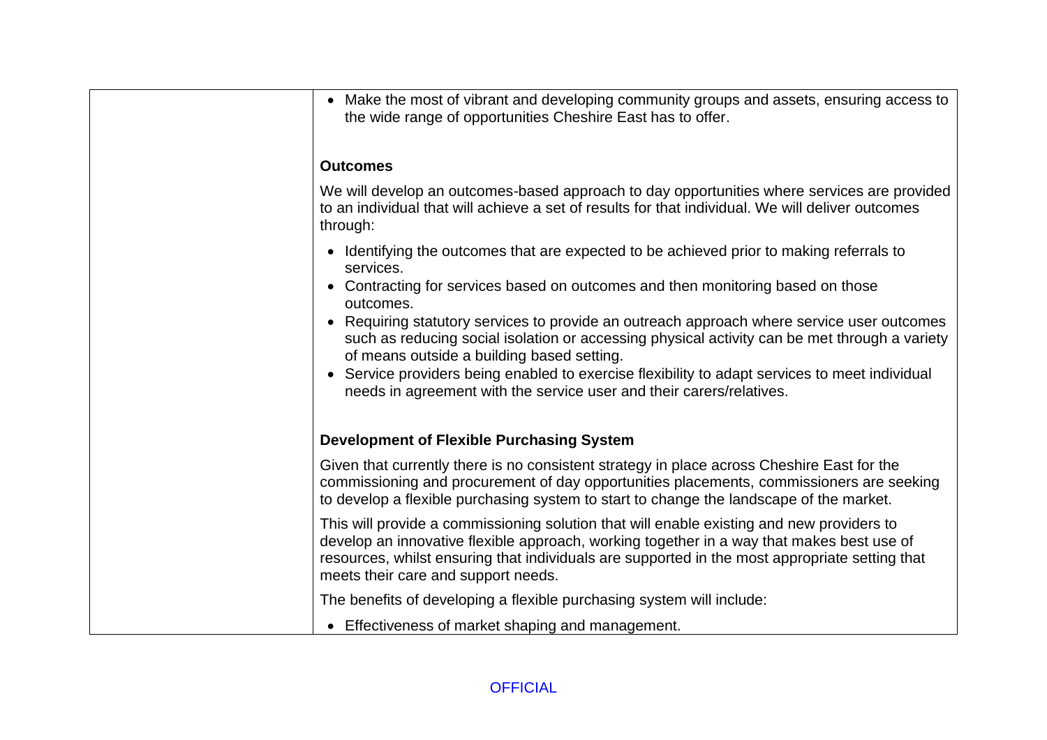- Make the most of vibrant and developing community groups and assets, ensuring access to the wide range of opportunities Cheshire East has to offer.

**Outcomes**

We will develop an outcomes-based approach to day opportunities where services are provided to an individual that will achieve a set of results for that individual. We will deliver outcomes through:

- Identifying the outcomes that are expected to be achieved prior to making referrals to services.
- Contracting for services based on outcomes and then monitoring based on those outcomes.
- Requiring statutory services to provide an outreach approach where service user outcomes such as reducing social isolation or accessing physical activity can be met through a variety of means outside a building based setting.
- Service providers being enabled to exercise flexibility to adapt services to meet individual needs in agreement with the service user and their carers/relatives.

**Development of Flexible Purchasing System**

Given that currently there is no consistent strategy in place across Cheshire East for the commissioning and procurement of day opportunities placements, commissioners are seeking to develop a flexible purchasing system to start to change the landscape of the market.

This will provide a commissioning solution that will enable existing and new providers to develop an innovative flexible approach, working together in a way that makes best use of resources, whilst ensuring that individuals are supported in the most appropriate setting that meets their care and support needs.

The benefits of developing a flexible purchasing system will include:

- Effectiveness of market shaping and management.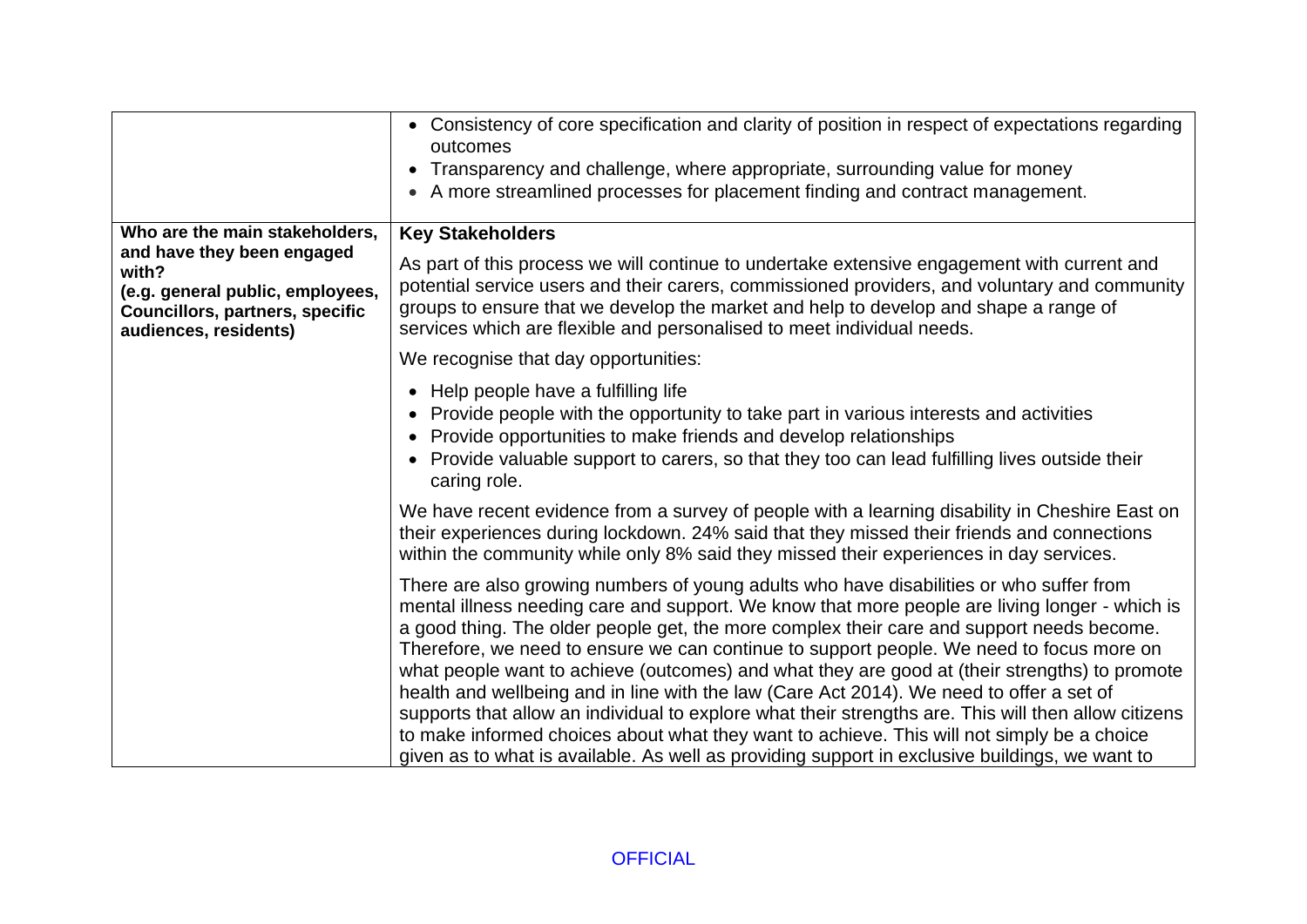| | |
|---|---|
| | • Consistency of core specification and clarity of position in respect of expectations regarding outcomes<br>• Transparency and challenge, where appropriate, surrounding value for money<br>• A more streamlined processes for placement finding and contract management. |
| **Who are the main stakeholders, and have they been engaged with?<br>(e.g. general public, employees, Councillors, partners, specific audiences, residents)** | **Key Stakeholders**<br><br>As part of this process we will continue to undertake extensive engagement with current and potential service users and their carers, commissioned providers, and voluntary and community groups to ensure that we develop the market and help to develop and shape a range of services which are flexible and personalised to meet individual needs.<br><br>We recognise that day opportunities:<br><br>• Help people have a fulfilling life<br>• Provide people with the opportunity to take part in various interests and activities<br>• Provide opportunities to make friends and develop relationships<br>• Provide valuable support to carers, so that they too can lead fulfilling lives outside their caring role.<br><br>We have recent evidence from a survey of people with a learning disability in Cheshire East on their experiences during lockdown. 24% said that they missed their friends and connections within the community while only 8% said they missed their experiences in day services.<br><br>There are also growing numbers of young adults who have disabilities or who suffer from mental illness needing care and support. We know that more people are living longer - which is a good thing. The older people get, the more complex their care and support needs become. Therefore, we need to ensure we can continue to support people. We need to focus more on what people want to achieve (outcomes) and what they are good at (their strengths) to promote health and wellbeing and in line with the law (Care Act 2014). We need to offer a set of supports that allow an individual to explore what their strengths are. This will then allow citizens to make informed choices about what they want to achieve. This will not simply be a choice given as to what is available. As well as providing support in exclusive buildings, we want to |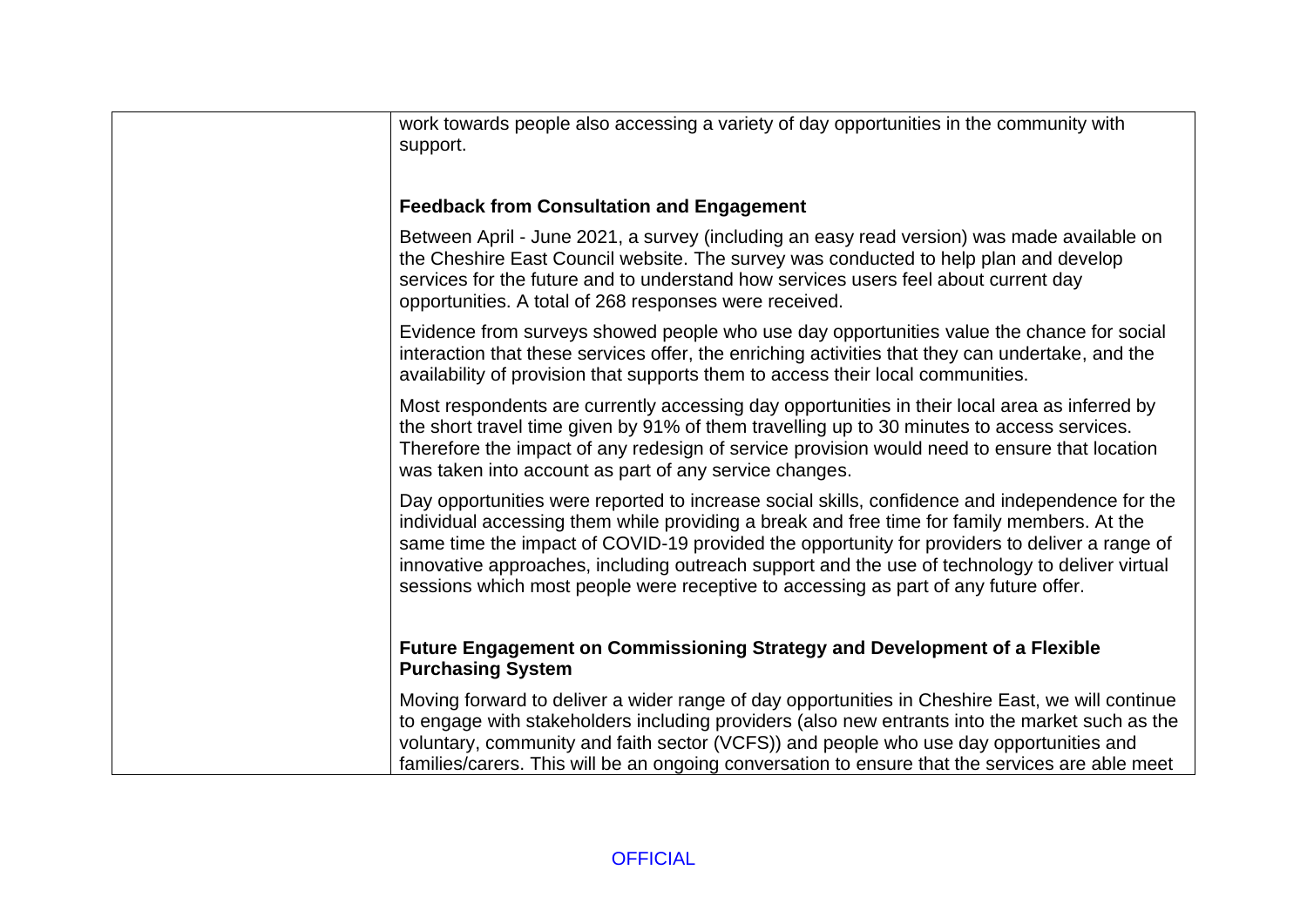work towards people also accessing a variety of day opportunities in the community with support.

**Feedback from Consultation and Engagement**

Between April - June 2021, a survey (including an easy read version) was made available on the Cheshire East Council website. The survey was conducted to help plan and develop services for the future and to understand how services users feel about current day opportunities. A total of 268 responses were received.

Evidence from surveys showed people who use day opportunities value the chance for social interaction that these services offer, the enriching activities that they can undertake, and the availability of provision that supports them to access their local communities.

Most respondents are currently accessing day opportunities in their local area as inferred by the short travel time given by 91% of them travelling up to 30 minutes to access services. Therefore the impact of any redesign of service provision would need to ensure that location was taken into account as part of any service changes.

Day opportunities were reported to increase social skills, confidence and independence for the individual accessing them while providing a break and free time for family members. At the same time the impact of COVID-19 provided the opportunity for providers to deliver a range of innovative approaches, including outreach support and the use of technology to deliver virtual sessions which most people were receptive to accessing as part of any future offer.

**Future Engagement on Commissioning Strategy and Development of a Flexible Purchasing System**

Moving forward to deliver a wider range of day opportunities in Cheshire East, we will continue to engage with stakeholders including providers (also new entrants into the market such as the voluntary, community and faith sector (VCFS)) and people who use day opportunities and families/carers. This will be an ongoing conversation to ensure that the services are able meet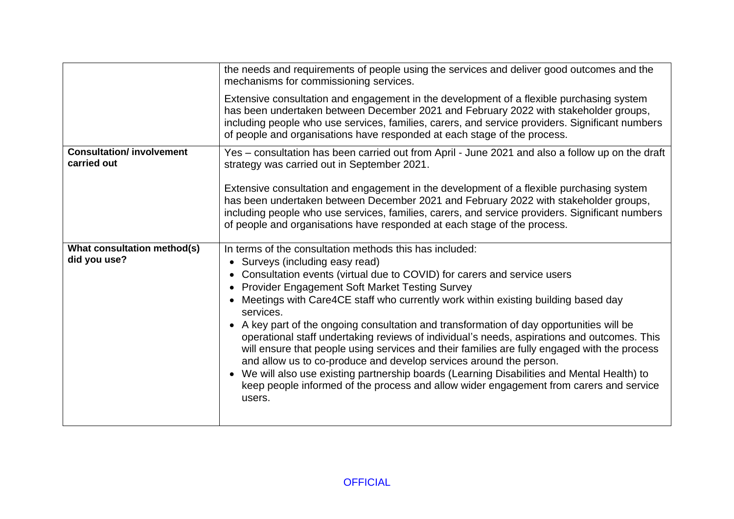| | |
|---|---|
| | the needs and requirements of people using the services and deliver good outcomes and the mechanisms for commissioning services.<br><br>Extensive consultation and engagement in the development of a flexible purchasing system has been undertaken between December 2021 and February 2022 with stakeholder groups, including people who use services, families, carers, and service providers. Significant numbers of people and organisations have responded at each stage of the process. |
| **Consultation/ involvement carried out** | Yes – consultation has been carried out from April - June 2021 and also a follow up on the draft strategy was carried out in September 2021.<br><br>Extensive consultation and engagement in the development of a flexible purchasing system has been undertaken between December 2021 and February 2022 with stakeholder groups, including people who use services, families, carers, and service providers. Significant numbers of people and organisations have responded at each stage of the process. |
| **What consultation method(s) did you use?** | In terms of the consultation methods this has included:<br>• Surveys (including easy read)<br>• Consultation events (virtual due to COVID) for carers and service users<br>• Provider Engagement Soft Market Testing Survey<br>• Meetings with Care4CE staff who currently work within existing building based day services.<br>• A key part of the ongoing consultation and transformation of day opportunities will be operational staff undertaking reviews of individual's needs, aspirations and outcomes. This will ensure that people using services and their families are fully engaged with the process and allow us to co-produce and develop services around the person.<br>• We will also use existing partnership boards (Learning Disabilities and Mental Health) to keep people informed of the process and allow wider engagement from carers and service users. |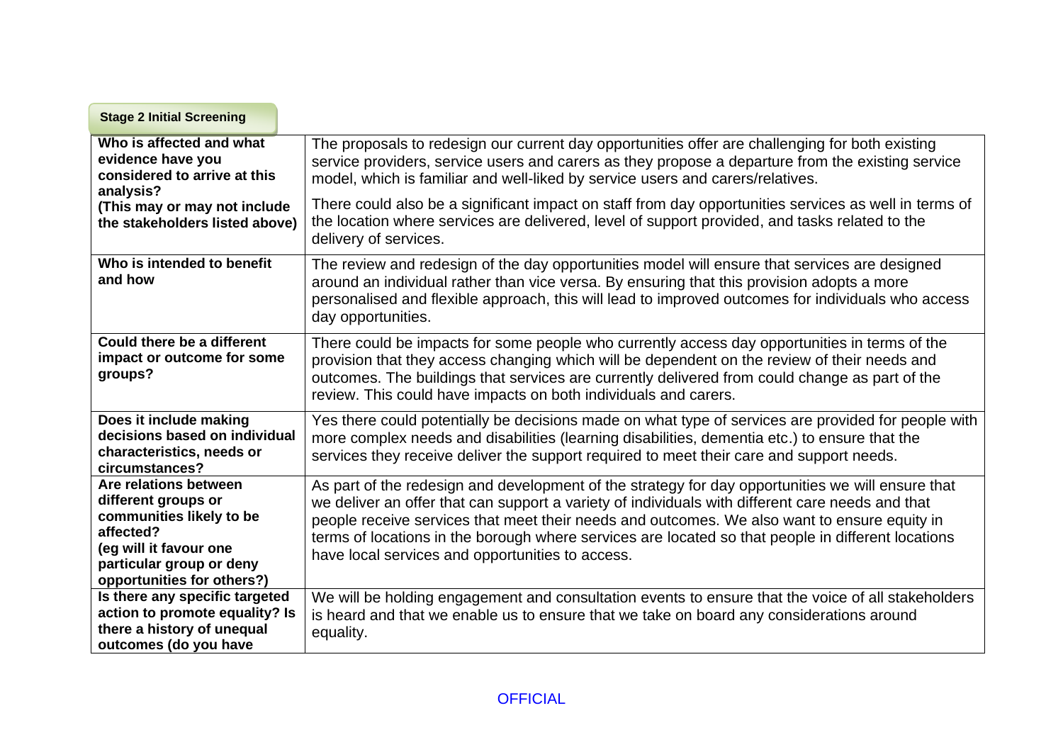**Stage 2 Initial Screening**

| | |
|---|---|
| **Who is affected and what evidence have you considered to arrive at this analysis? (This may or may not include the stakeholders listed above)** | The proposals to redesign our current day opportunities offer are challenging for both existing service providers, service users and carers as they propose a departure from the existing service model, which is familiar and well-liked by service users and carers/relatives.<br><br>There could also be a significant impact on staff from day opportunities services as well in terms of the location where services are delivered, level of support provided, and tasks related to the delivery of services. |
| **Who is intended to benefit and how** | The review and redesign of the day opportunities model will ensure that services are designed around an individual rather than vice versa. By ensuring that this provision adopts a more personalised and flexible approach, this will lead to improved outcomes for individuals who access day opportunities. |
| **Could there be a different impact or outcome for some groups?** | There could be impacts for some people who currently access day opportunities in terms of the provision that they access changing which will be dependent on the review of their needs and outcomes. The buildings that services are currently delivered from could change as part of the review. This could have impacts on both individuals and carers. |
| **Does it include making decisions based on individual characteristics, needs or circumstances?** | Yes there could potentially be decisions made on what type of services are provided for people with more complex needs and disabilities (learning disabilities, dementia etc.) to ensure that the services they receive deliver the support required to meet their care and support needs. |
| **Are relations between different groups or communities likely to be affected? (eg will it favour one particular group or deny opportunities for others?)** | As part of the redesign and development of the strategy for day opportunities we will ensure that we deliver an offer that can support a variety of individuals with different care needs and that people receive services that meet their needs and outcomes. We also want to ensure equity in terms of locations in the borough where services are located so that people in different locations have local services and opportunities to access. |
| **Is there any specific targeted action to promote equality? Is there a history of unequal outcomes (do you have** | We will be holding engagement and consultation events to ensure that the voice of all stakeholders is heard and that we enable us to ensure that we take on board any considerations around equality. |

OFFICIAL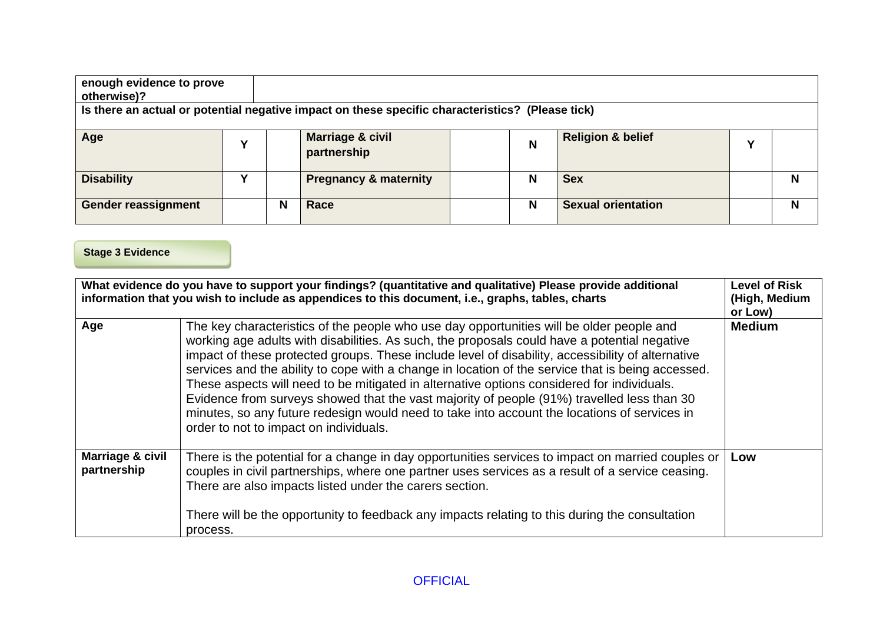| | |
|---|---|
| **enough evidence to prove otherwise)?** | |

**Is there an actual or potential negative impact on these specific characteristics? (Please tick)**

| | Y | N | | Y | N | | Y | N |
|---|---|---|---|---|---|---|---|---|
| **Age** | Y | | **Marriage & civil partnership** | | N | **Religion & belief** | Y | |
| **Disability** | Y | | **Pregnancy & maternity** | | N | **Sex** | | N |
| **Gender reassignment** | | N | **Race** | | N | **Sexual orientation** | | N |

**Stage 3 Evidence**

| What evidence do you have to support your findings? (quantitative and qualitative) Please provide additional information that you wish to include as appendices to this document, i.e., graphs, tables, charts | | Level of Risk (High, Medium or Low) |
|---|---|---|
| **Age** | The key characteristics of the people who use day opportunities will be older people and working age adults with disabilities. As such, the proposals could have a potential negative impact of these protected groups. These include level of disability, accessibility of alternative services and the ability to cope with a change in location of the service that is being accessed. These aspects will need to be mitigated in alternative options considered for individuals. Evidence from surveys showed that the vast majority of people (91%) travelled less than 30 minutes, so any future redesign would need to take into account the locations of services in order to not to impact on individuals. | **Medium** |
| **Marriage & civil partnership** | There is the potential for a change in day opportunities services to impact on married couples or couples in civil partnerships, where one partner uses services as a result of a service ceasing. There are also impacts listed under the carers section.<br><br>There will be the opportunity to feedback any impacts relating to this during the consultation process. | **Low** |

OFFICIAL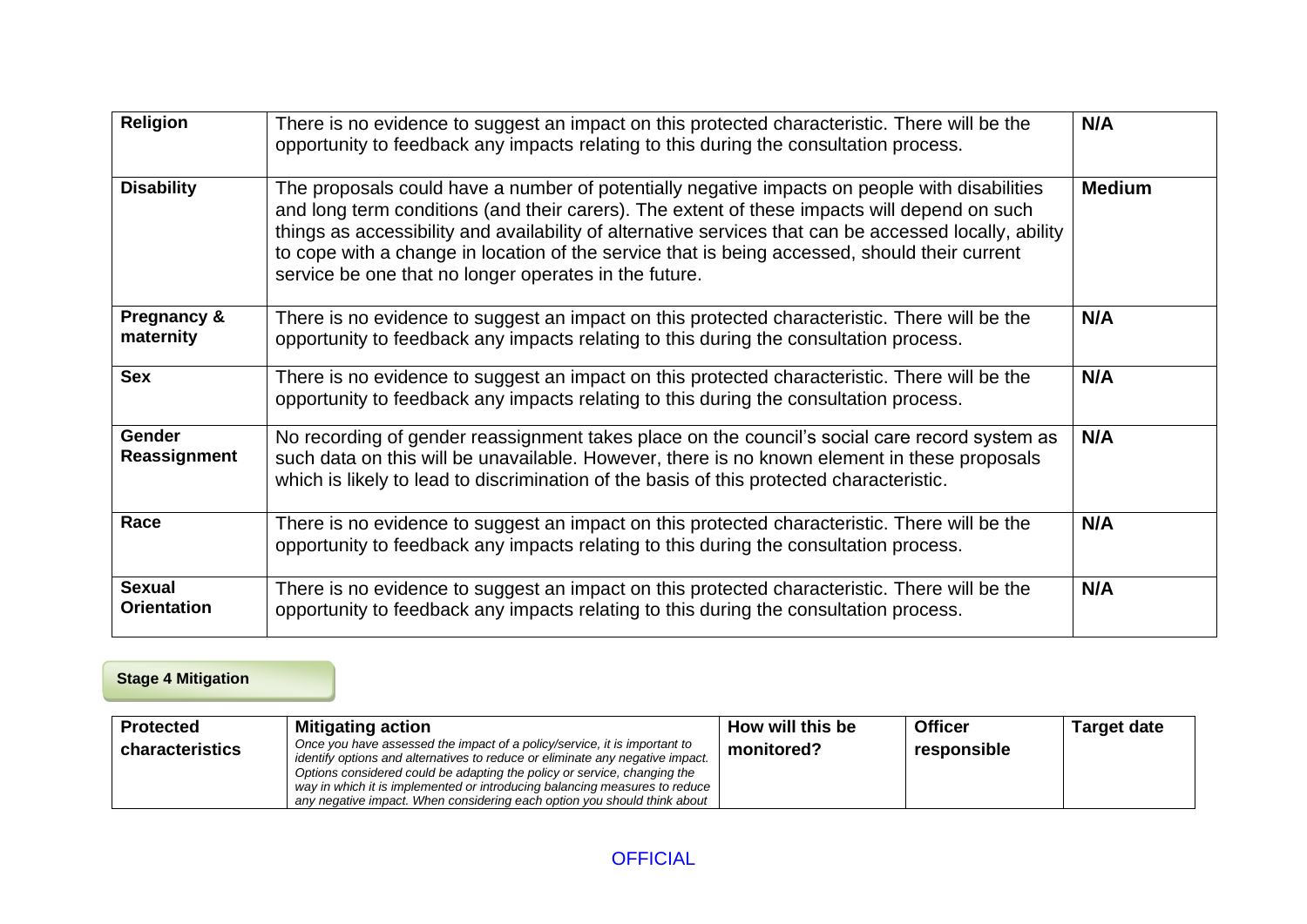| | | |
|---|---|---|
| **Religion** | There is no evidence to suggest an impact on this protected characteristic. There will be the opportunity to feedback any impacts relating to this during the consultation process. | **N/A** |
| **Disability** | The proposals could have a number of potentially negative impacts on people with disabilities and long term conditions (and their carers). The extent of these impacts will depend on such things as accessibility and availability of alternative services that can be accessed locally, ability to cope with a change in location of the service that is being accessed, should their current service be one that no longer operates in the future. | **Medium** |
| **Pregnancy & maternity** | There is no evidence to suggest an impact on this protected characteristic. There will be the opportunity to feedback any impacts relating to this during the consultation process. | **N/A** |
| **Sex** | There is no evidence to suggest an impact on this protected characteristic. There will be the opportunity to feedback any impacts relating to this during the consultation process. | **N/A** |
| **Gender Reassignment** | No recording of gender reassignment takes place on the council's social care record system as such data on this will be unavailable. However, there is no known element in these proposals which is likely to lead to discrimination of the basis of this protected characteristic. | **N/A** |
| **Race** | There is no evidence to suggest an impact on this protected characteristic. There will be the opportunity to feedback any impacts relating to this during the consultation process. | **N/A** |
| **Sexual Orientation** | There is no evidence to suggest an impact on this protected characteristic. There will be the opportunity to feedback any impacts relating to this during the consultation process. | **N/A** |

**Stage 4 Mitigation**

| Protected characteristics | Mitigating action<br>*Once you have assessed the impact of a policy/service, it is important to identify options and alternatives to reduce or eliminate any negative impact. Options considered could be adapting the policy or service, changing the way in which it is implemented or introducing balancing measures to reduce any negative impact. When considering each option you should think about* | How will this be monitored? | Officer responsible | Target date |
|---|---|---|---|---|

OFFICIAL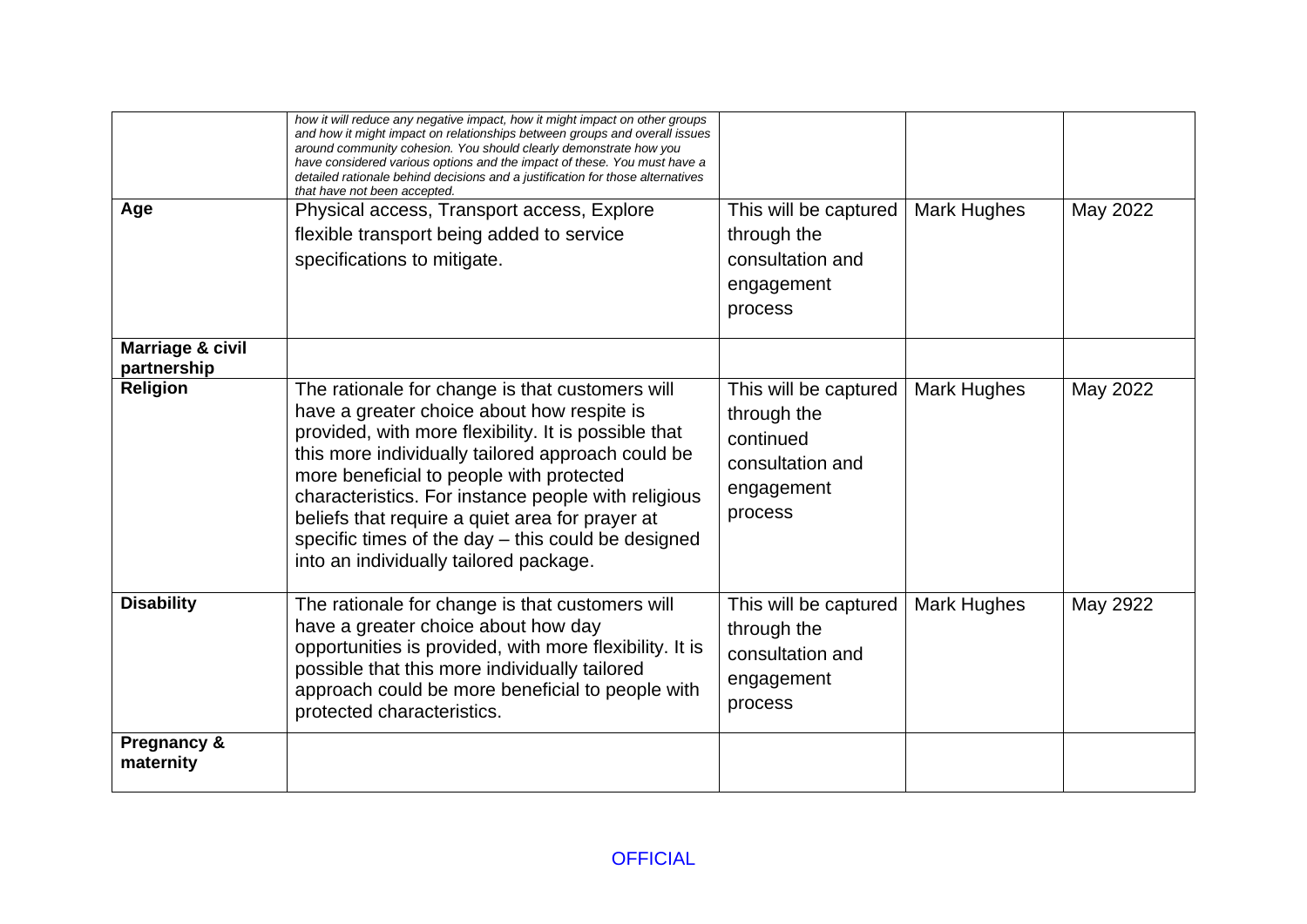| | | | | |
|---|---|---|---|---|
| | *how it will reduce any negative impact, how it might impact on other groups and how it might impact on relationships between groups and overall issues around community cohesion. You should clearly demonstrate how you have considered various options and the impact of these. You must have a detailed rationale behind decisions and a justification for those alternatives that have not been accepted.* | | | |
| **Age** | Physical access, Transport access, Explore flexible transport being added to service specifications to mitigate. | This will be captured through the consultation and engagement process | Mark Hughes | May 2022 |
| **Marriage & civil partnership** | | | | |
| **Religion** | The rationale for change is that customers will have a greater choice about how respite is provided, with more flexibility. It is possible that this more individually tailored approach could be more beneficial to people with protected characteristics. For instance people with religious beliefs that require a quiet area for prayer at specific times of the day – this could be designed into an individually tailored package. | This will be captured through the continued consultation and engagement process | Mark Hughes | May 2022 |
| **Disability** | The rationale for change is that customers will have a greater choice about how day opportunities is provided, with more flexibility. It is possible that this more individually tailored approach could be more beneficial to people with protected characteristics. | This will be captured through the consultation and engagement process | Mark Hughes | May 2922 |
| **Pregnancy & maternity** | | | | |

OFFICIAL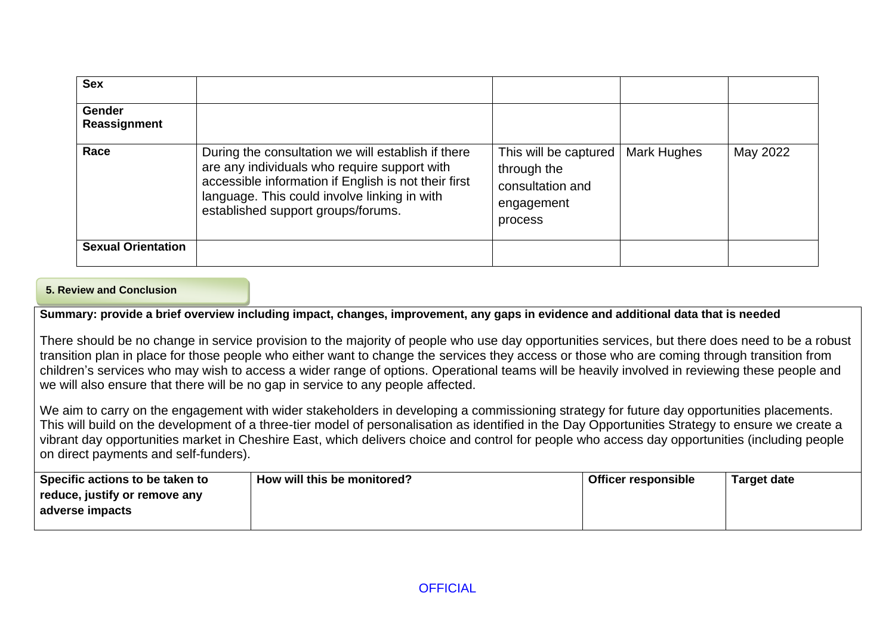| | | | | |
|---|---|---|---|---|
| **Sex** | | | | |
| **Gender Reassignment** | | | | |
| **Race** | During the consultation we will establish if there are any individuals who require support with accessible information if English is not their first language. This could involve linking in with established support groups/forums. | This will be captured through the consultation and engagement process | Mark Hughes | May 2022 |
| **Sexual Orientation** | | | | |

## 5. Review and Conclusion

**Summary: provide a brief overview including impact, changes, improvement, any gaps in evidence and additional data that is needed**

There should be no change in service provision to the majority of people who use day opportunities services, but there does need to be a robust transition plan in place for those people who either want to change the services they access or those who are coming through transition from children's services who may wish to access a wider range of options. Operational teams will be heavily involved in reviewing these people and we will also ensure that there will be no gap in service to any people affected.

We aim to carry on the engagement with wider stakeholders in developing a commissioning strategy for future day opportunities placements. This will build on the development of a three-tier model of personalisation as identified in the Day Opportunities Strategy to ensure we create a vibrant day opportunities market in Cheshire East, which delivers choice and control for people who access day opportunities (including people on direct payments and self-funders).

| Specific actions to be taken to reduce, justify or remove any adverse impacts | How will this be monitored? | Officer responsible | Target date |
|---|---|---|---|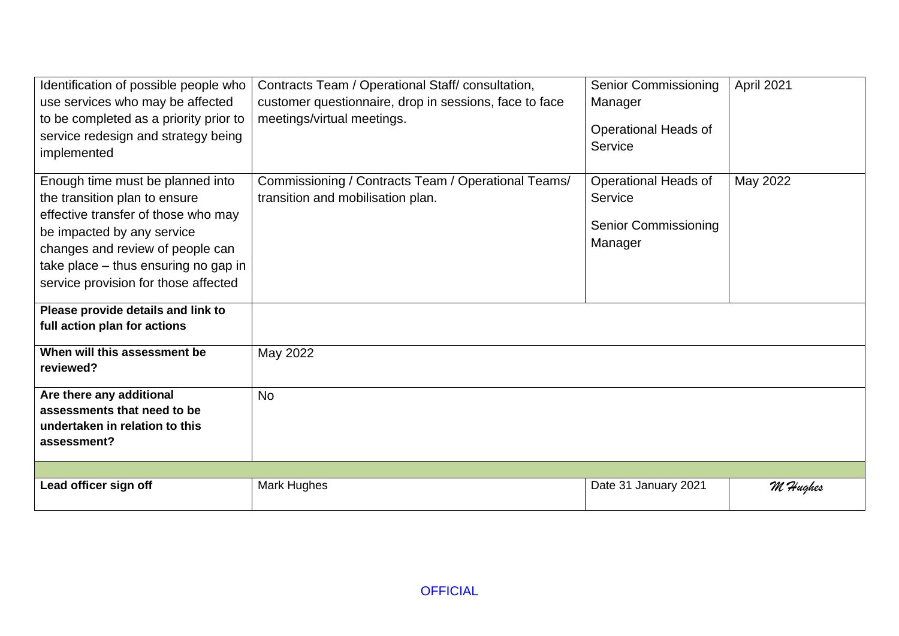| | | | |
|---|---|---|---|
| Identification of possible people who use services who may be affected to be completed as a priority prior to service redesign and strategy being implemented | Contracts Team / Operational Staff/ consultation, customer questionnaire, drop in sessions, face to face meetings/virtual meetings. | Senior Commissioning Manager<br><br>Operational Heads of Service | April 2021 |
| Enough time must be planned into the transition plan to ensure effective transfer of those who may be impacted by any service changes and review of people can take place – thus ensuring no gap in service provision for those affected | Commissioning / Contracts Team / Operational Teams/ transition and mobilisation plan. | Operational Heads of Service<br><br>Senior Commissioning Manager | May 2022 |
| **Please provide details and link to full action plan for actions** | | | |
| **When will this assessment be reviewed?** | May 2022 | | |
| **Are there any additional assessments that need to be undertaken in relation to this assessment?** | No | | |
| | | | |
| **Lead officer sign off** | Mark Hughes | Date 31 January 2021 | *M Hughes* |

OFFICIAL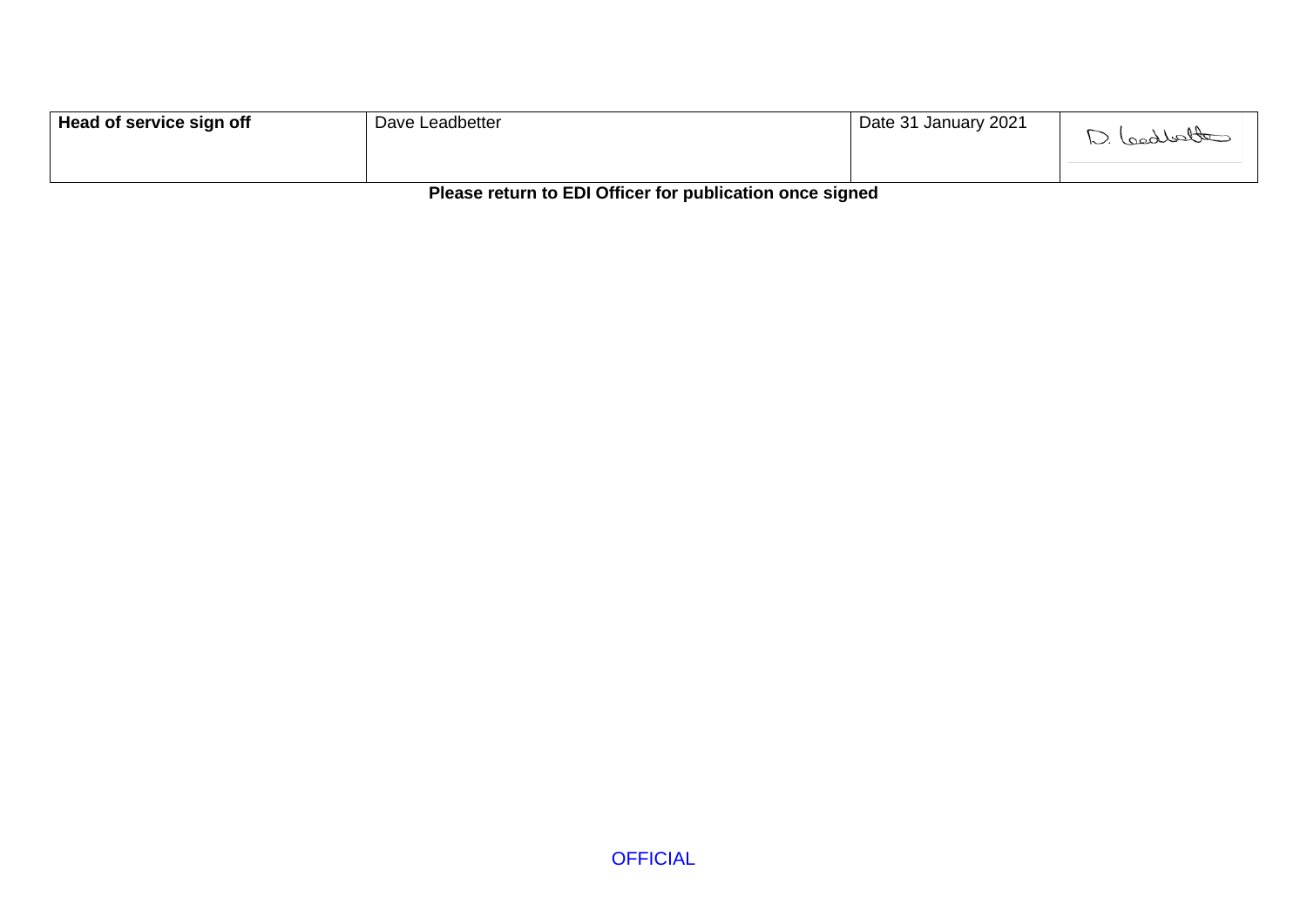| | | | |
|---|---|---|---|
| **Head of service sign off** | Dave Leadbetter | Date 31 January 2021 | D. Leadbetter |

**Please return to EDI Officer for publication once signed**

OFFICIAL